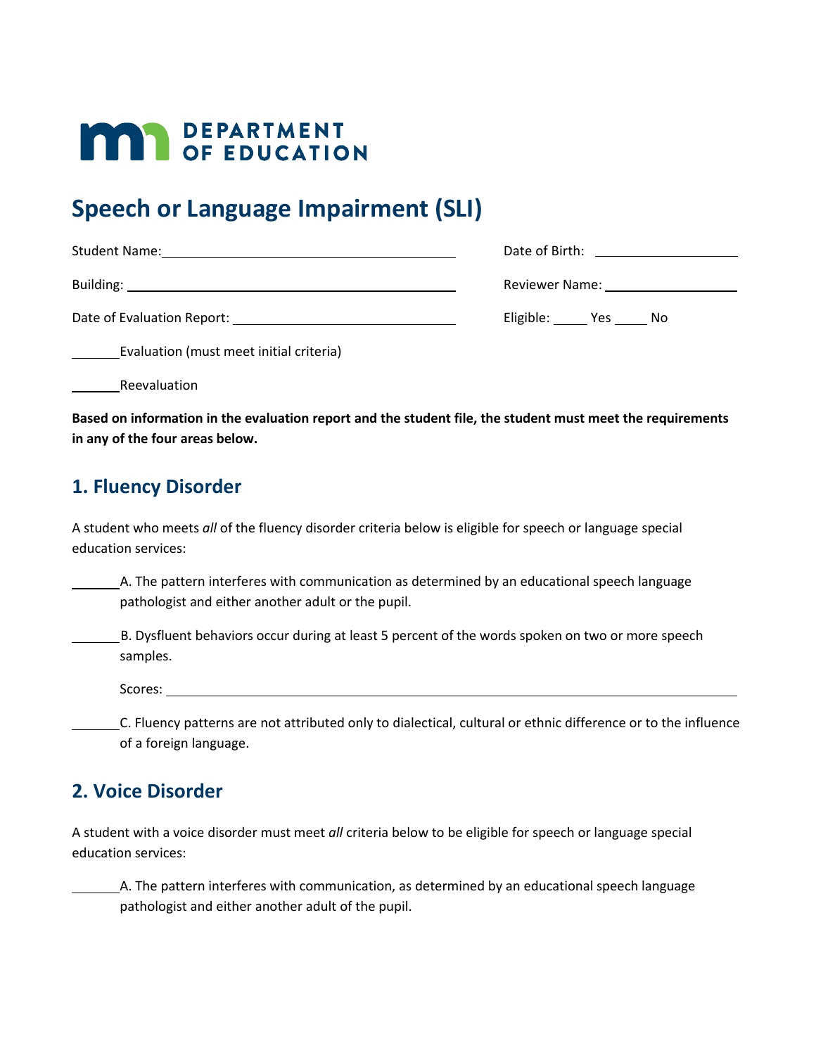MN DEPARTMENT OF EDUCATION

# Speech or Language Impairment (SLI)

Student Name: ________________________________ Date of Birth: ________________

Building: ________________________________ Reviewer Name: ________________

Date of Evaluation Report: ________________________ Eligible: _____ Yes _____ No

_______ Evaluation (must meet initial criteria)

_______ Reevaluation

**Based on information in the evaluation report and the student file, the student must meet the requirements in any of the four areas below.**

## 1. Fluency Disorder

A student who meets *all* of the fluency disorder criteria below is eligible for speech or language special education services:

_______ A. The pattern interferes with communication as determined by an educational speech language pathologist and either another adult or the pupil.

_______ B. Dysfluent behaviors occur during at least 5 percent of the words spoken on two or more speech samples.

Scores: ________________________________________________

_______ C. Fluency patterns are not attributed only to dialectical, cultural or ethnic difference or to the influence of a foreign language.

## 2. Voice Disorder

A student with a voice disorder must meet *all* criteria below to be eligible for speech or language special education services:

_______ A. The pattern interferes with communication, as determined by an educational speech language pathologist and either another adult of the pupil.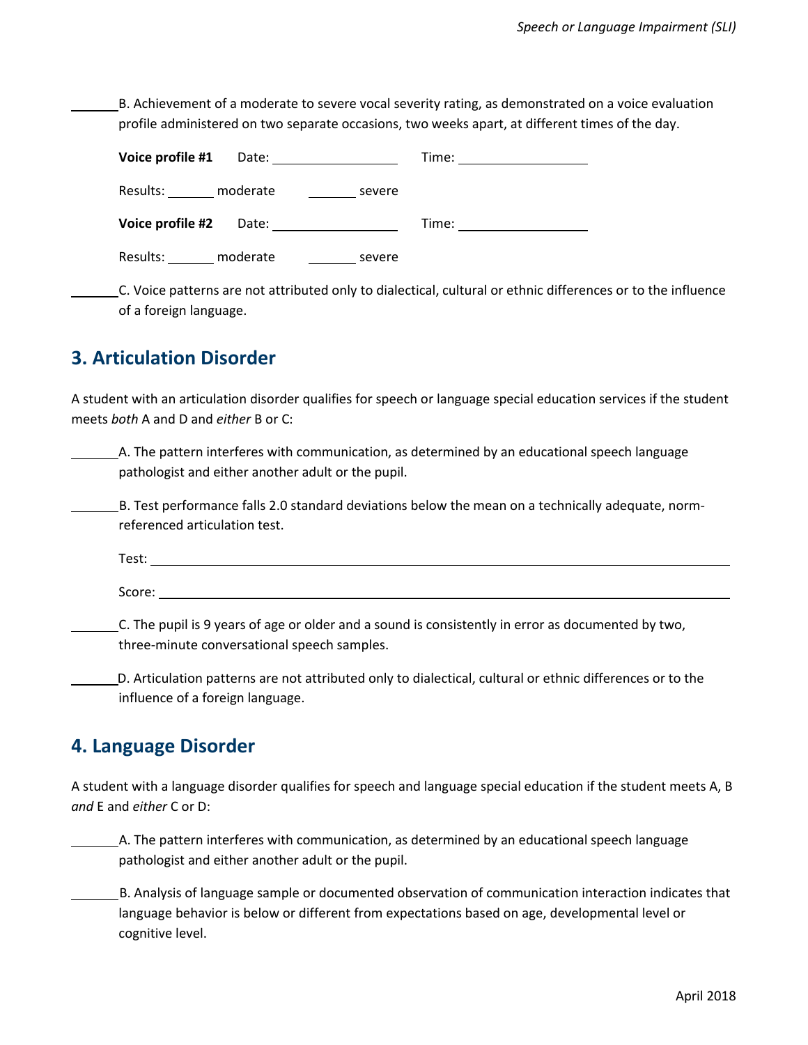_______ B. Achievement of a moderate to severe vocal severity rating, as demonstrated on a voice evaluation profile administered on two separate occasions, two weeks apart, at different times of the day.

**Voice profile #1** Date: ______________ Time: ______________

Results: _______ moderate _______ severe

**Voice profile #2** Date: ______________ Time: ______________

Results: _______ moderate _______ severe

_______ C. Voice patterns are not attributed only to dialectical, cultural or ethnic differences or to the influence of a foreign language.

## 3. Articulation Disorder

A student with an articulation disorder qualifies for speech or language special education services if the student meets *both* A and D and *either* B or C:

_______ A. The pattern interferes with communication, as determined by an educational speech language pathologist and either another adult or the pupil.

_______ B. Test performance falls 2.0 standard deviations below the mean on a technically adequate, norm-referenced articulation test.

Test: ______________________________

Score: ______________________________

_______ C. The pupil is 9 years of age or older and a sound is consistently in error as documented by two, three-minute conversational speech samples.

_______ D. Articulation patterns are not attributed only to dialectical, cultural or ethnic differences or to the influence of a foreign language.

## 4. Language Disorder

A student with a language disorder qualifies for speech and language special education if the student meets A, B *and* E and *either* C or D:

_______ A. The pattern interferes with communication, as determined by an educational speech language pathologist and either another adult or the pupil.

_______ B. Analysis of language sample or documented observation of communication interaction indicates that language behavior is below or different from expectations based on age, developmental level or cognitive level.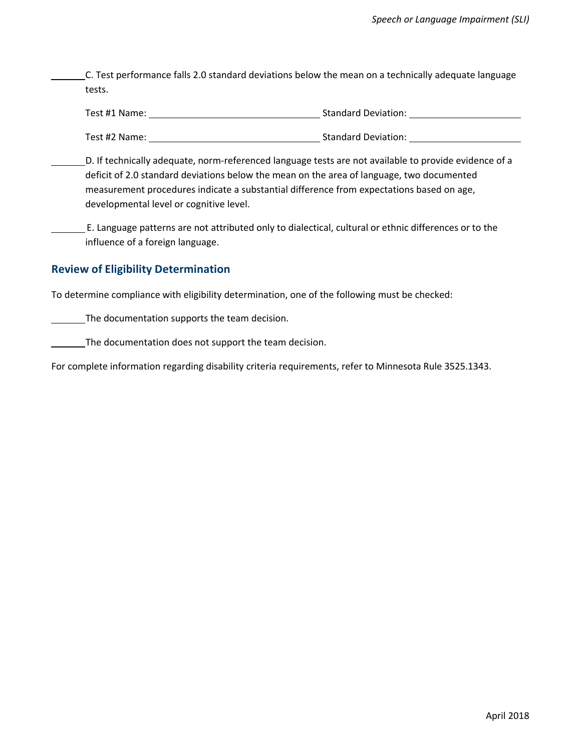_______ C. Test performance falls 2.0 standard deviations below the mean on a technically adequate language tests.

Test #1 Name: ______________________ Standard Deviation: ______________

Test #2 Name: ______________________ Standard Deviation: ______________

_______ D. If technically adequate, norm-referenced language tests are not available to provide evidence of a deficit of 2.0 standard deviations below the mean on the area of language, two documented measurement procedures indicate a substantial difference from expectations based on age, developmental level or cognitive level.

_______ E. Language patterns are not attributed only to dialectical, cultural or ethnic differences or to the influence of a foreign language.

## Review of Eligibility Determination

To determine compliance with eligibility determination, one of the following must be checked:

_______ The documentation supports the team decision.

_______ The documentation does not support the team decision.

For complete information regarding disability criteria requirements, refer to Minnesota Rule 3525.1343.